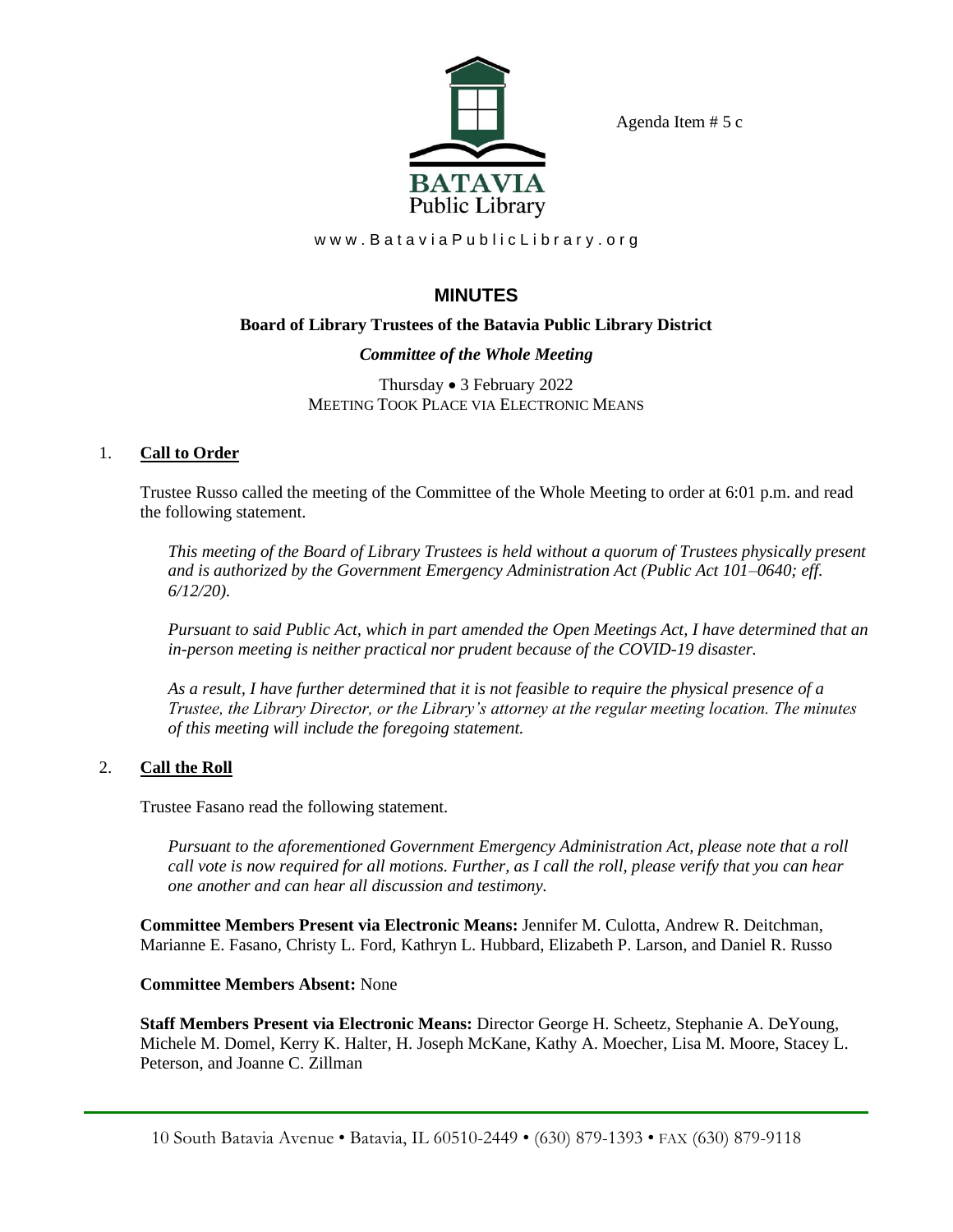Agenda Item # 5 c

BATAVIA
Public Library

www.BataviaPublicLibrary.org

# MINUTES

## Board of Library Trustees of the Batavia Public Library District

### *Committee of the Whole Meeting*

Thursday • 3 February 2022
MEETING TOOK PLACE VIA ELECTRONIC MEANS

1. **Call to Order**

   Trustee Russo called the meeting of the Committee of the Whole Meeting to order at 6:01 p.m. and read the following statement.

   *This meeting of the Board of Library Trustees is held without a quorum of Trustees physically present and is authorized by the Government Emergency Administration Act (Public Act 101–0640; eff. 6/12/20).*

   *Pursuant to said Public Act, which in part amended the Open Meetings Act, I have determined that an in-person meeting is neither practical nor prudent because of the COVID-19 disaster.*

   *As a result, I have further determined that it is not feasible to require the physical presence of a Trustee, the Library Director, or the Library's attorney at the regular meeting location. The minutes of this meeting will include the foregoing statement.*

2. **Call the Roll**

   Trustee Fasano read the following statement.

   *Pursuant to the aforementioned Government Emergency Administration Act, please note that a roll call vote is now required for all motions. Further, as I call the roll, please verify that you can hear one another and can hear all discussion and testimony.*

   **Committee Members Present via Electronic Means:** Jennifer M. Culotta, Andrew R. Deitchman, Marianne E. Fasano, Christy L. Ford, Kathryn L. Hubbard, Elizabeth P. Larson, and Daniel R. Russo

   **Committee Members Absent:** None

   **Staff Members Present via Electronic Means:** Director George H. Scheetz, Stephanie A. DeYoung, Michele M. Domel, Kerry K. Halter, H. Joseph McKane, Kathy A. Moecher, Lisa M. Moore, Stacey L. Peterson, and Joanne C. Zillman

10 South Batavia Avenue • Batavia, IL 60510-2449 • (630) 879-1393 • FAX (630) 879-9118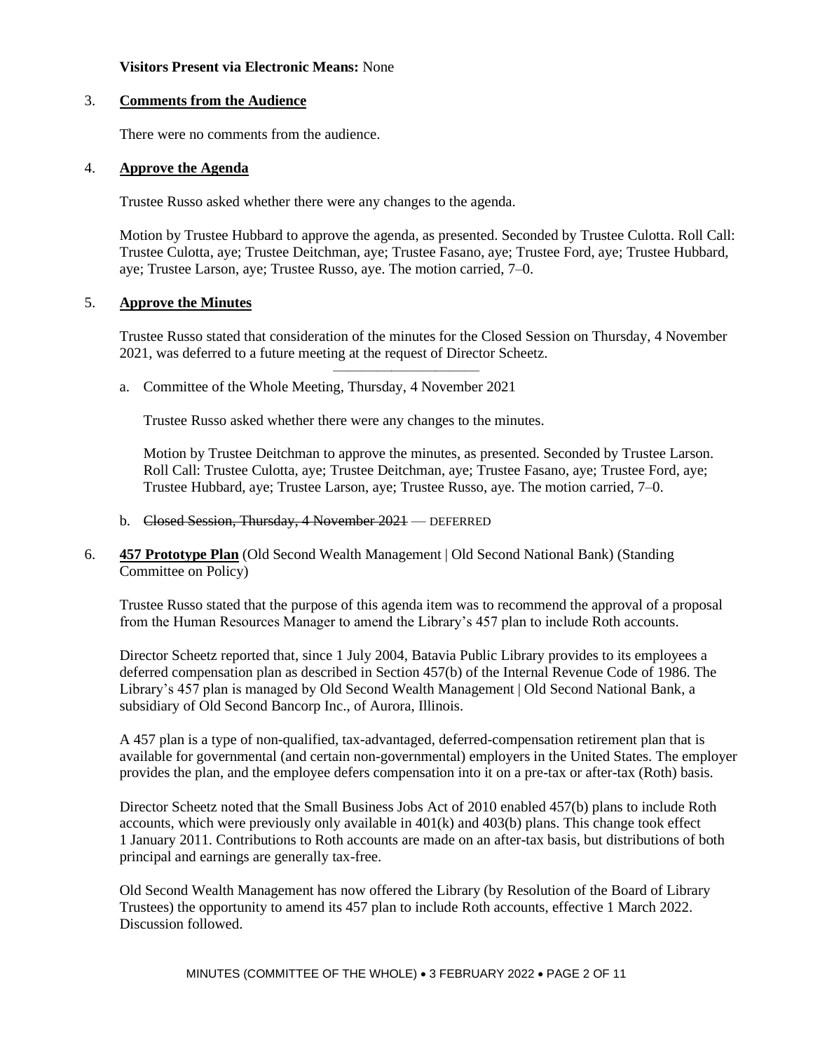**Visitors Present via Electronic Means:** None

3. **Comments from the Audience**

   There were no comments from the audience.

4. **Approve the Agenda**

   Trustee Russo asked whether there were any changes to the agenda.

   Motion by Trustee Hubbard to approve the agenda, as presented. Seconded by Trustee Culotta. Roll Call: Trustee Culotta, aye; Trustee Deitchman, aye; Trustee Fasano, aye; Trustee Ford, aye; Trustee Hubbard, aye; Trustee Larson, aye; Trustee Russo, aye. The motion carried, 7–0.

5. **Approve the Minutes**

   Trustee Russo stated that consideration of the minutes for the Closed Session on Thursday, 4 November 2021, was deferred to a future meeting at the request of Director Scheetz.

   ---

   a. Committee of the Whole Meeting, Thursday, 4 November 2021

      Trustee Russo asked whether there were any changes to the minutes.

      Motion by Trustee Deitchman to approve the minutes, as presented. Seconded by Trustee Larson. Roll Call: Trustee Culotta, aye; Trustee Deitchman, aye; Trustee Fasano, aye; Trustee Ford, aye; Trustee Hubbard, aye; Trustee Larson, aye; Trustee Russo, aye. The motion carried, 7–0.

   b. ~~Closed Session, Thursday, 4 November 2021~~ — DEFERRED

6. **457 Prototype Plan** (Old Second Wealth Management | Old Second National Bank) (Standing Committee on Policy)

   Trustee Russo stated that the purpose of this agenda item was to recommend the approval of a proposal from the Human Resources Manager to amend the Library's 457 plan to include Roth accounts.

   Director Scheetz reported that, since 1 July 2004, Batavia Public Library provides to its employees a deferred compensation plan as described in Section 457(b) of the Internal Revenue Code of 1986. The Library's 457 plan is managed by Old Second Wealth Management | Old Second National Bank, a subsidiary of Old Second Bancorp Inc., of Aurora, Illinois.

   A 457 plan is a type of non-qualified, tax-advantaged, deferred-compensation retirement plan that is available for governmental (and certain non-governmental) employers in the United States. The employer provides the plan, and the employee defers compensation into it on a pre-tax or after-tax (Roth) basis.

   Director Scheetz noted that the Small Business Jobs Act of 2010 enabled 457(b) plans to include Roth accounts, which were previously only available in 401(k) and 403(b) plans. This change took effect 1 January 2011. Contributions to Roth accounts are made on an after-tax basis, but distributions of both principal and earnings are generally tax-free.

   Old Second Wealth Management has now offered the Library (by Resolution of the Board of Library Trustees) the opportunity to amend its 457 plan to include Roth accounts, effective 1 March 2022. Discussion followed.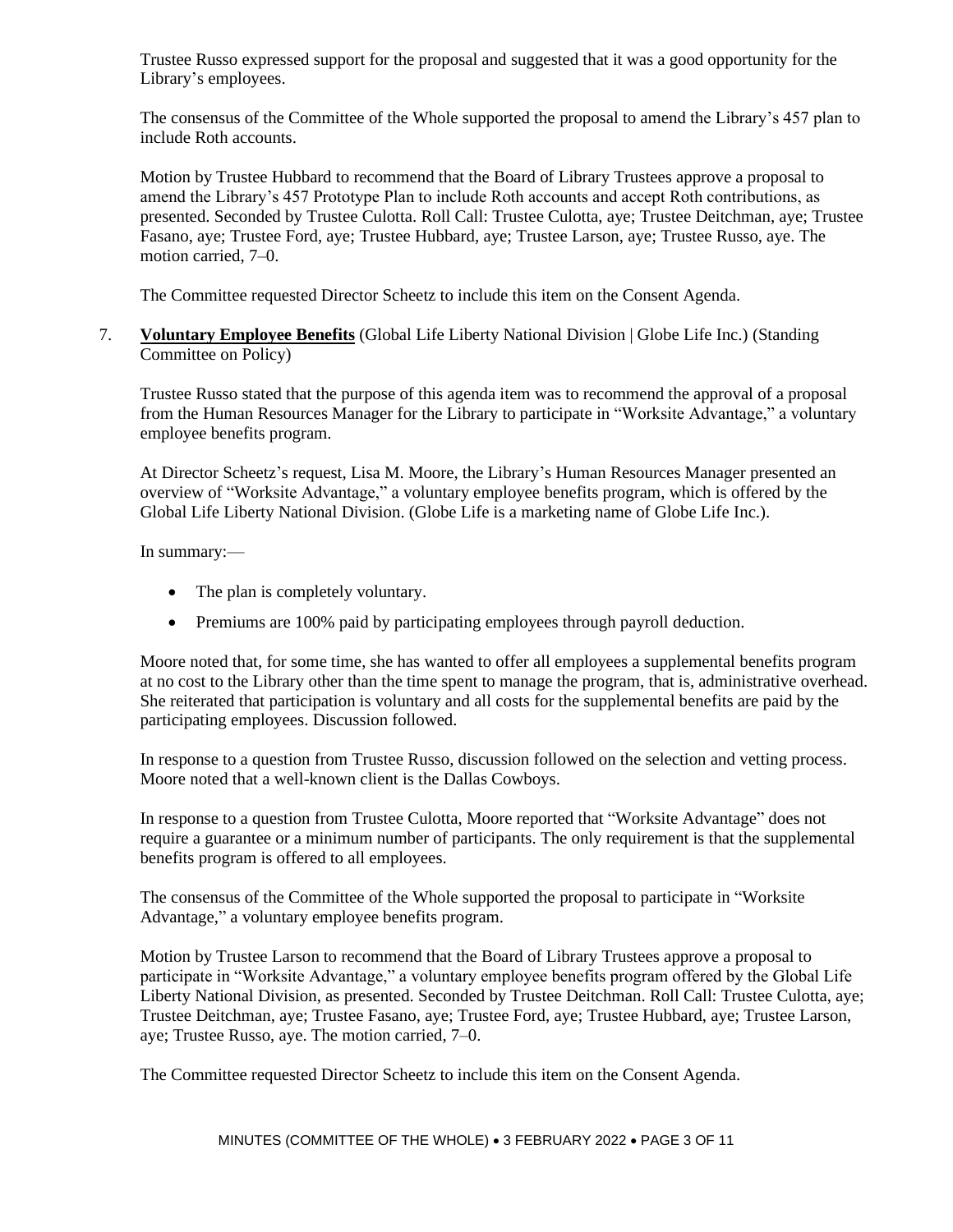Trustee Russo expressed support for the proposal and suggested that it was a good opportunity for the Library's employees.

The consensus of the Committee of the Whole supported the proposal to amend the Library's 457 plan to include Roth accounts.

Motion by Trustee Hubbard to recommend that the Board of Library Trustees approve a proposal to amend the Library's 457 Prototype Plan to include Roth accounts and accept Roth contributions, as presented. Seconded by Trustee Culotta. Roll Call: Trustee Culotta, aye; Trustee Deitchman, aye; Trustee Fasano, aye; Trustee Ford, aye; Trustee Hubbard, aye; Trustee Larson, aye; Trustee Russo, aye. The motion carried, 7–0.

The Committee requested Director Scheetz to include this item on the Consent Agenda.

7. **Voluntary Employee Benefits** (Global Life Liberty National Division | Globe Life Inc.) (Standing Committee on Policy)

Trustee Russo stated that the purpose of this agenda item was to recommend the approval of a proposal from the Human Resources Manager for the Library to participate in "Worksite Advantage," a voluntary employee benefits program.

At Director Scheetz's request, Lisa M. Moore, the Library's Human Resources Manager presented an overview of "Worksite Advantage," a voluntary employee benefits program, which is offered by the Global Life Liberty National Division. (Globe Life is a marketing name of Globe Life Inc.).

In summary:—

- The plan is completely voluntary.
- Premiums are 100% paid by participating employees through payroll deduction.

Moore noted that, for some time, she has wanted to offer all employees a supplemental benefits program at no cost to the Library other than the time spent to manage the program, that is, administrative overhead. She reiterated that participation is voluntary and all costs for the supplemental benefits are paid by the participating employees. Discussion followed.

In response to a question from Trustee Russo, discussion followed on the selection and vetting process. Moore noted that a well-known client is the Dallas Cowboys.

In response to a question from Trustee Culotta, Moore reported that "Worksite Advantage" does not require a guarantee or a minimum number of participants. The only requirement is that the supplemental benefits program is offered to all employees.

The consensus of the Committee of the Whole supported the proposal to participate in "Worksite Advantage," a voluntary employee benefits program.

Motion by Trustee Larson to recommend that the Board of Library Trustees approve a proposal to participate in "Worksite Advantage," a voluntary employee benefits program offered by the Global Life Liberty National Division, as presented. Seconded by Trustee Deitchman. Roll Call: Trustee Culotta, aye; Trustee Deitchman, aye; Trustee Fasano, aye; Trustee Ford, aye; Trustee Hubbard, aye; Trustee Larson, aye; Trustee Russo, aye. The motion carried, 7–0.

The Committee requested Director Scheetz to include this item on the Consent Agenda.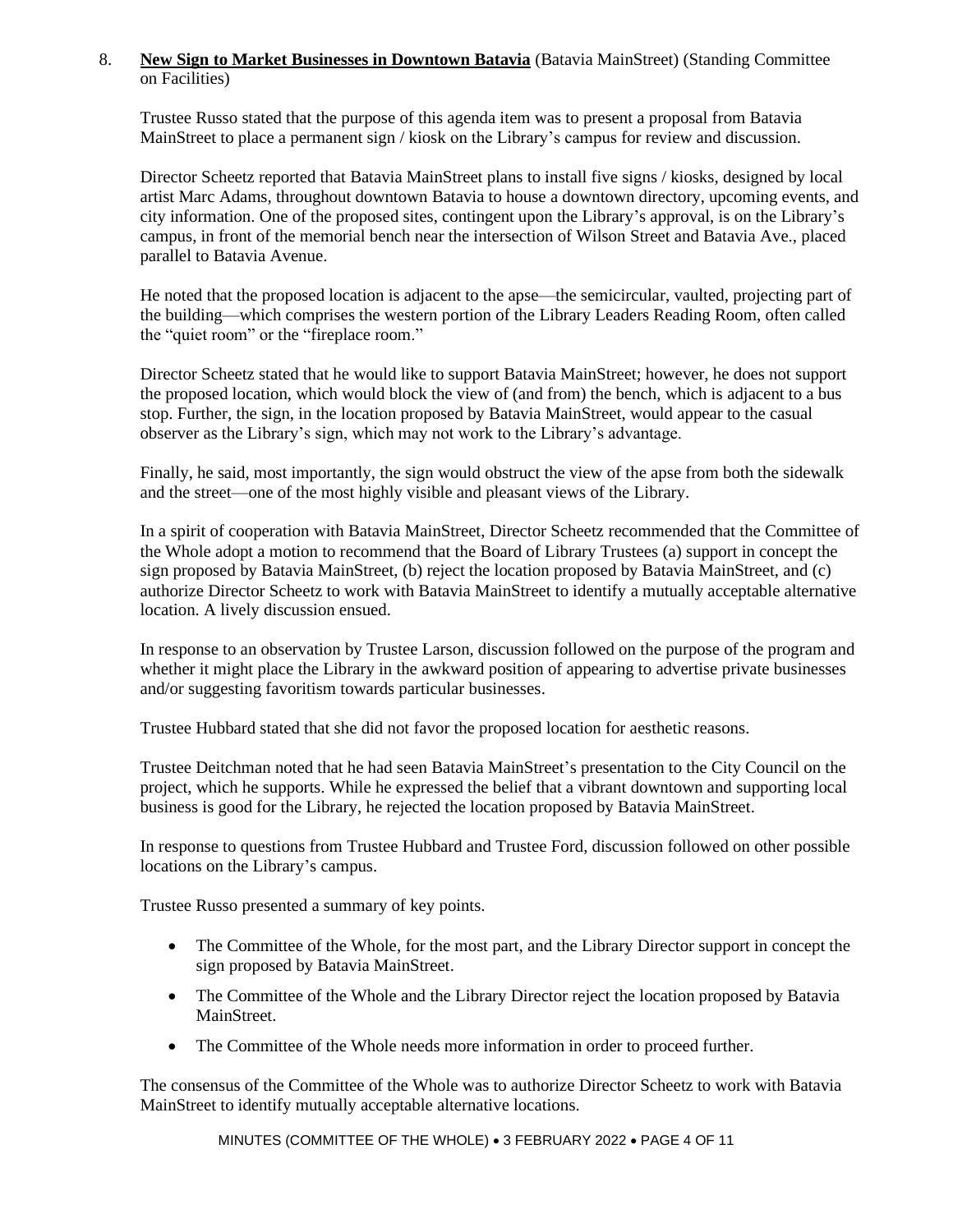8. **New Sign to Market Businesses in Downtown Batavia** (Batavia MainStreet) (Standing Committee on Facilities)

Trustee Russo stated that the purpose of this agenda item was to present a proposal from Batavia MainStreet to place a permanent sign / kiosk on the Library's campus for review and discussion.

Director Scheetz reported that Batavia MainStreet plans to install five signs / kiosks, designed by local artist Marc Adams, throughout downtown Batavia to house a downtown directory, upcoming events, and city information. One of the proposed sites, contingent upon the Library's approval, is on the Library's campus, in front of the memorial bench near the intersection of Wilson Street and Batavia Ave., placed parallel to Batavia Avenue.

He noted that the proposed location is adjacent to the apse—the semicircular, vaulted, projecting part of the building—which comprises the western portion of the Library Leaders Reading Room, often called the "quiet room" or the "fireplace room."

Director Scheetz stated that he would like to support Batavia MainStreet; however, he does not support the proposed location, which would block the view of (and from) the bench, which is adjacent to a bus stop. Further, the sign, in the location proposed by Batavia MainStreet, would appear to the casual observer as the Library's sign, which may not work to the Library's advantage.

Finally, he said, most importantly, the sign would obstruct the view of the apse from both the sidewalk and the street—one of the most highly visible and pleasant views of the Library.

In a spirit of cooperation with Batavia MainStreet, Director Scheetz recommended that the Committee of the Whole adopt a motion to recommend that the Board of Library Trustees (a) support in concept the sign proposed by Batavia MainStreet, (b) reject the location proposed by Batavia MainStreet, and (c) authorize Director Scheetz to work with Batavia MainStreet to identify a mutually acceptable alternative location. A lively discussion ensued.

In response to an observation by Trustee Larson, discussion followed on the purpose of the program and whether it might place the Library in the awkward position of appearing to advertise private businesses and/or suggesting favoritism towards particular businesses.

Trustee Hubbard stated that she did not favor the proposed location for aesthetic reasons.

Trustee Deitchman noted that he had seen Batavia MainStreet's presentation to the City Council on the project, which he supports. While he expressed the belief that a vibrant downtown and supporting local business is good for the Library, he rejected the location proposed by Batavia MainStreet.

In response to questions from Trustee Hubbard and Trustee Ford, discussion followed on other possible locations on the Library's campus.

Trustee Russo presented a summary of key points.

- The Committee of the Whole, for the most part, and the Library Director support in concept the sign proposed by Batavia MainStreet.
- The Committee of the Whole and the Library Director reject the location proposed by Batavia MainStreet.
- The Committee of the Whole needs more information in order to proceed further.

The consensus of the Committee of the Whole was to authorize Director Scheetz to work with Batavia MainStreet to identify mutually acceptable alternative locations.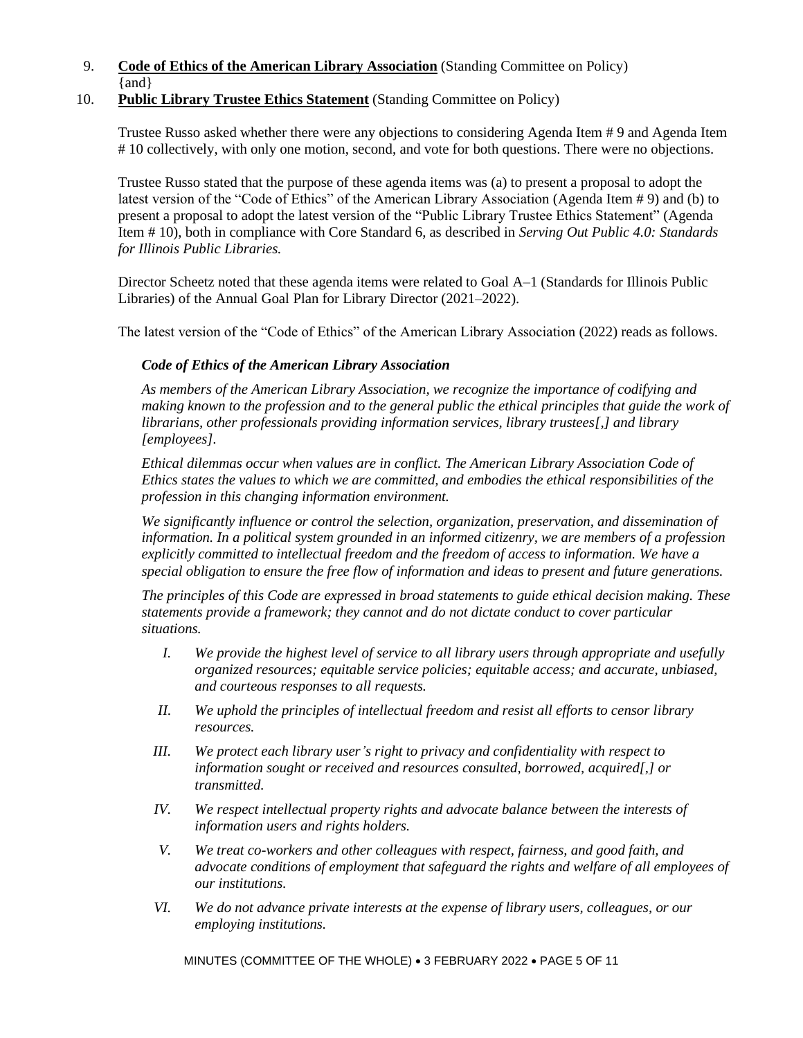9. **Code of Ethics of the American Library Association** (Standing Committee on Policy) {and}

10. **Public Library Trustee Ethics Statement** (Standing Committee on Policy)

Trustee Russo asked whether there were any objections to considering Agenda Item # 9 and Agenda Item # 10 collectively, with only one motion, second, and vote for both questions. There were no objections.

Trustee Russo stated that the purpose of these agenda items was (a) to present a proposal to adopt the latest version of the "Code of Ethics" of the American Library Association (Agenda Item # 9) and (b) to present a proposal to adopt the latest version of the "Public Library Trustee Ethics Statement" (Agenda Item # 10), both in compliance with Core Standard 6, as described in *Serving Out Public 4.0: Standards for Illinois Public Libraries.*

Director Scheetz noted that these agenda items were related to Goal A–1 (Standards for Illinois Public Libraries) of the Annual Goal Plan for Library Director (2021–2022).

The latest version of the "Code of Ethics" of the American Library Association (2022) reads as follows.

***Code of Ethics of the American Library Association***

*As members of the American Library Association, we recognize the importance of codifying and making known to the profession and to the general public the ethical principles that guide the work of librarians, other professionals providing information services, library trustees[,] and library [employees].*

*Ethical dilemmas occur when values are in conflict. The American Library Association Code of Ethics states the values to which we are committed, and embodies the ethical responsibilities of the profession in this changing information environment.*

*We significantly influence or control the selection, organization, preservation, and dissemination of information. In a political system grounded in an informed citizenry, we are members of a profession explicitly committed to intellectual freedom and the freedom of access to information. We have a special obligation to ensure the free flow of information and ideas to present and future generations.*

*The principles of this Code are expressed in broad statements to guide ethical decision making. These statements provide a framework; they cannot and do not dictate conduct to cover particular situations.*

I. *We provide the highest level of service to all library users through appropriate and usefully organized resources; equitable service policies; equitable access; and accurate, unbiased, and courteous responses to all requests.*

II. *We uphold the principles of intellectual freedom and resist all efforts to censor library resources.*

III. *We protect each library user's right to privacy and confidentiality with respect to information sought or received and resources consulted, borrowed, acquired[,] or transmitted.*

IV. *We respect intellectual property rights and advocate balance between the interests of information users and rights holders.*

V. *We treat co-workers and other colleagues with respect, fairness, and good faith, and advocate conditions of employment that safeguard the rights and welfare of all employees of our institutions.*

VI. *We do not advance private interests at the expense of library users, colleagues, or our employing institutions.*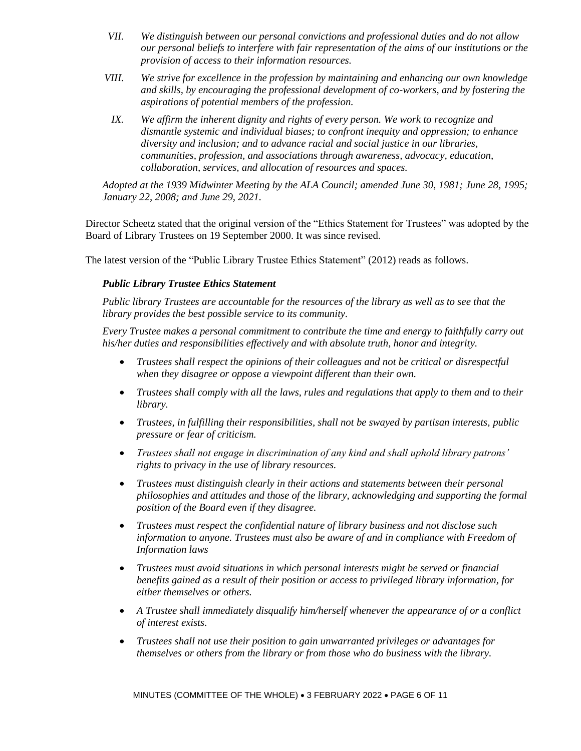VII. *We distinguish between our personal convictions and professional duties and do not allow our personal beliefs to interfere with fair representation of the aims of our institutions or the provision of access to their information resources.*

VIII. *We strive for excellence in the profession by maintaining and enhancing our own knowledge and skills, by encouraging the professional development of co-workers, and by fostering the aspirations of potential members of the profession.*

IX. *We affirm the inherent dignity and rights of every person. We work to recognize and dismantle systemic and individual biases; to confront inequity and oppression; to enhance diversity and inclusion; and to advance racial and social justice in our libraries, communities, profession, and associations through awareness, advocacy, education, collaboration, services, and allocation of resources and spaces.*

*Adopted at the 1939 Midwinter Meeting by the ALA Council; amended June 30, 1981; June 28, 1995; January 22, 2008; and June 29, 2021.*

Director Scheetz stated that the original version of the "Ethics Statement for Trustees" was adopted by the Board of Library Trustees on 19 September 2000. It was since revised.

The latest version of the "Public Library Trustee Ethics Statement" (2012) reads as follows.

***Public Library Trustee Ethics Statement***

*Public library Trustees are accountable for the resources of the library as well as to see that the library provides the best possible service to its community.*

*Every Trustee makes a personal commitment to contribute the time and energy to faithfully carry out his/her duties and responsibilities effectively and with absolute truth, honor and integrity.*

- *Trustees shall respect the opinions of their colleagues and not be critical or disrespectful when they disagree or oppose a viewpoint different than their own.*
- *Trustees shall comply with all the laws, rules and regulations that apply to them and to their library.*
- *Trustees, in fulfilling their responsibilities, shall not be swayed by partisan interests, public pressure or fear of criticism.*
- *Trustees shall not engage in discrimination of any kind and shall uphold library patrons' rights to privacy in the use of library resources.*
- *Trustees must distinguish clearly in their actions and statements between their personal philosophies and attitudes and those of the library, acknowledging and supporting the formal position of the Board even if they disagree.*
- *Trustees must respect the confidential nature of library business and not disclose such information to anyone. Trustees must also be aware of and in compliance with Freedom of Information laws*
- *Trustees must avoid situations in which personal interests might be served or financial benefits gained as a result of their position or access to privileged library information, for either themselves or others.*
- *A Trustee shall immediately disqualify him/herself whenever the appearance of or a conflict of interest exists.*
- *Trustees shall not use their position to gain unwarranted privileges or advantages for themselves or others from the library or from those who do business with the library.*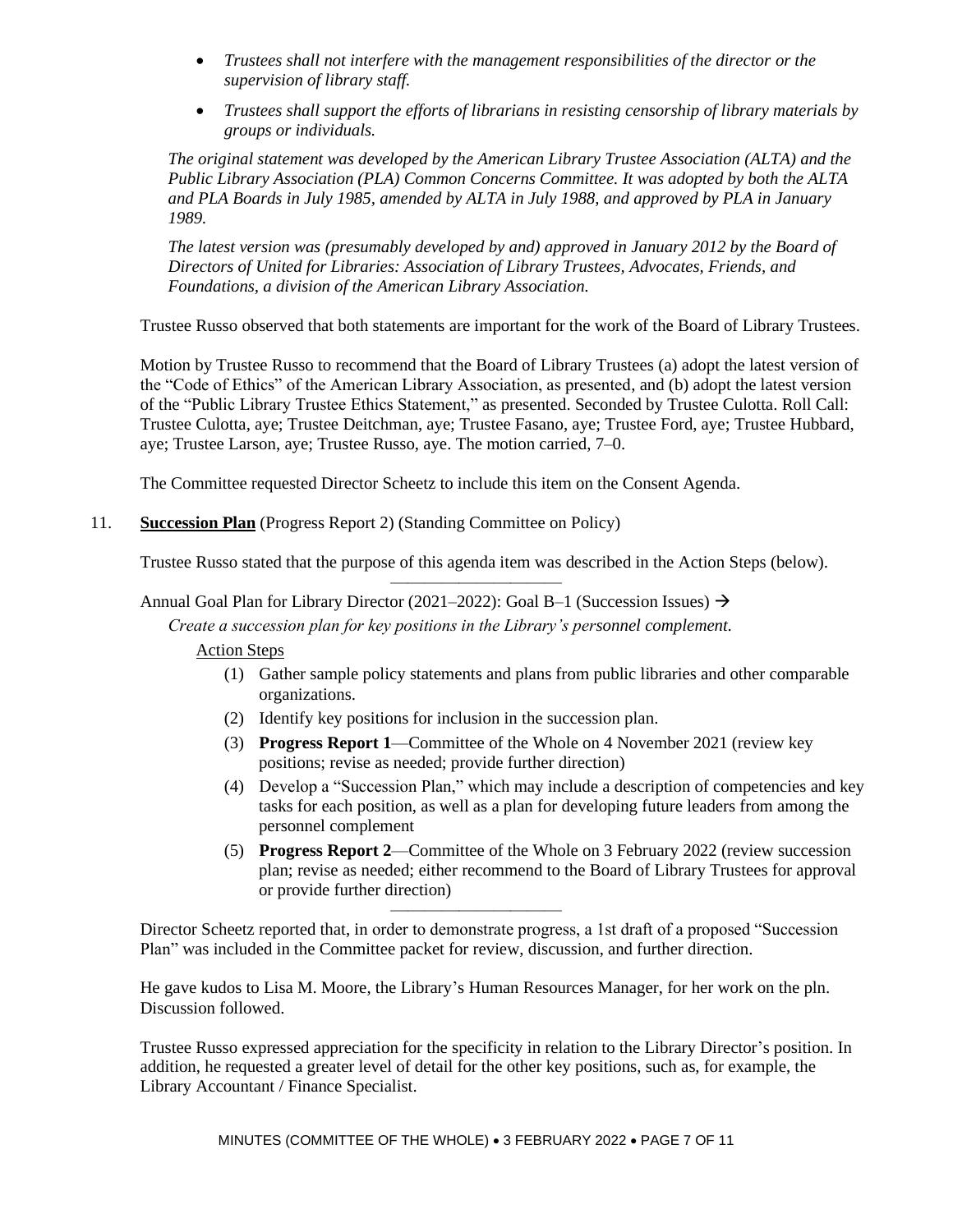- *Trustees shall not interfere with the management responsibilities of the director or the supervision of library staff.*
- *Trustees shall support the efforts of librarians in resisting censorship of library materials by groups or individuals.*

*The original statement was developed by the American Library Trustee Association (ALTA) and the Public Library Association (PLA) Common Concerns Committee. It was adopted by both the ALTA and PLA Boards in July 1985, amended by ALTA in July 1988, and approved by PLA in January 1989.*

*The latest version was (presumably developed by and) approved in January 2012 by the Board of Directors of United for Libraries: Association of Library Trustees, Advocates, Friends, and Foundations, a division of the American Library Association.*

Trustee Russo observed that both statements are important for the work of the Board of Library Trustees.

Motion by Trustee Russo to recommend that the Board of Library Trustees (a) adopt the latest version of the "Code of Ethics" of the American Library Association, as presented, and (b) adopt the latest version of the "Public Library Trustee Ethics Statement," as presented. Seconded by Trustee Culotta. Roll Call: Trustee Culotta, aye; Trustee Deitchman, aye; Trustee Fasano, aye; Trustee Ford, aye; Trustee Hubbard, aye; Trustee Larson, aye; Trustee Russo, aye. The motion carried, 7–0.

The Committee requested Director Scheetz to include this item on the Consent Agenda.

11. **Succession Plan** (Progress Report 2) (Standing Committee on Policy)

Trustee Russo stated that the purpose of this agenda item was described in the Action Steps (below).

---

Annual Goal Plan for Library Director (2021–2022): Goal B–1 (Succession Issues) →

*Create a succession plan for key positions in the Library's personnel complement.*

Action Steps

(1) Gather sample policy statements and plans from public libraries and other comparable organizations.

(2) Identify key positions for inclusion in the succession plan.

(3) **Progress Report 1**—Committee of the Whole on 4 November 2021 (review key positions; revise as needed; provide further direction)

(4) Develop a "Succession Plan," which may include a description of competencies and key tasks for each position, as well as a plan for developing future leaders from among the personnel complement

(5) **Progress Report 2**—Committee of the Whole on 3 February 2022 (review succession plan; revise as needed; either recommend to the Board of Library Trustees for approval or provide further direction)

---

Director Scheetz reported that, in order to demonstrate progress, a 1st draft of a proposed "Succession Plan" was included in the Committee packet for review, discussion, and further direction.

He gave kudos to Lisa M. Moore, the Library's Human Resources Manager, for her work on the pln. Discussion followed.

Trustee Russo expressed appreciation for the specificity in relation to the Library Director's position. In addition, he requested a greater level of detail for the other key positions, such as, for example, the Library Accountant / Finance Specialist.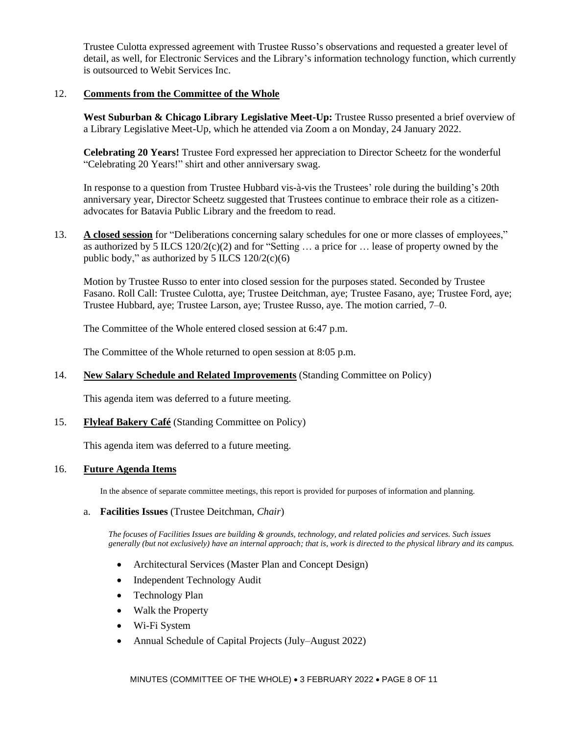Trustee Culotta expressed agreement with Trustee Russo's observations and requested a greater level of detail, as well, for Electronic Services and the Library's information technology function, which currently is outsourced to Webit Services Inc.

12. **Comments from the Committee of the Whole**

**West Suburban & Chicago Library Legislative Meet-Up:** Trustee Russo presented a brief overview of a Library Legislative Meet-Up, which he attended via Zoom a on Monday, 24 January 2022.

**Celebrating 20 Years!** Trustee Ford expressed her appreciation to Director Scheetz for the wonderful "Celebrating 20 Years!" shirt and other anniversary swag.

In response to a question from Trustee Hubbard vis-à-vis the Trustees' role during the building's 20th anniversary year, Director Scheetz suggested that Trustees continue to embrace their role as a citizen-advocates for Batavia Public Library and the freedom to read.

13. **A closed session** for "Deliberations concerning salary schedules for one or more classes of employees," as authorized by 5 ILCS 120/2(c)(2) and for "Setting … a price for … lease of property owned by the public body," as authorized by 5 ILCS 120/2(c)(6)

Motion by Trustee Russo to enter into closed session for the purposes stated. Seconded by Trustee Fasano. Roll Call: Trustee Culotta, aye; Trustee Deitchman, aye; Trustee Fasano, aye; Trustee Ford, aye; Trustee Hubbard, aye; Trustee Larson, aye; Trustee Russo, aye. The motion carried, 7–0.

The Committee of the Whole entered closed session at 6:47 p.m.

The Committee of the Whole returned to open session at 8:05 p.m.

14. **New Salary Schedule and Related Improvements** (Standing Committee on Policy)

This agenda item was deferred to a future meeting.

15. **Flyleaf Bakery Café** (Standing Committee on Policy)

This agenda item was deferred to a future meeting.

16. **Future Agenda Items**

In the absence of separate committee meetings, this report is provided for purposes of information and planning.

a. **Facilities Issues** (Trustee Deitchman, *Chair*)

*The focuses of Facilities Issues are building & grounds, technology, and related policies and services. Such issues generally (but not exclusively) have an internal approach; that is, work is directed to the physical library and its campus.*

- Architectural Services (Master Plan and Concept Design)
- Independent Technology Audit
- Technology Plan
- Walk the Property
- Wi-Fi System
- Annual Schedule of Capital Projects (July–August 2022)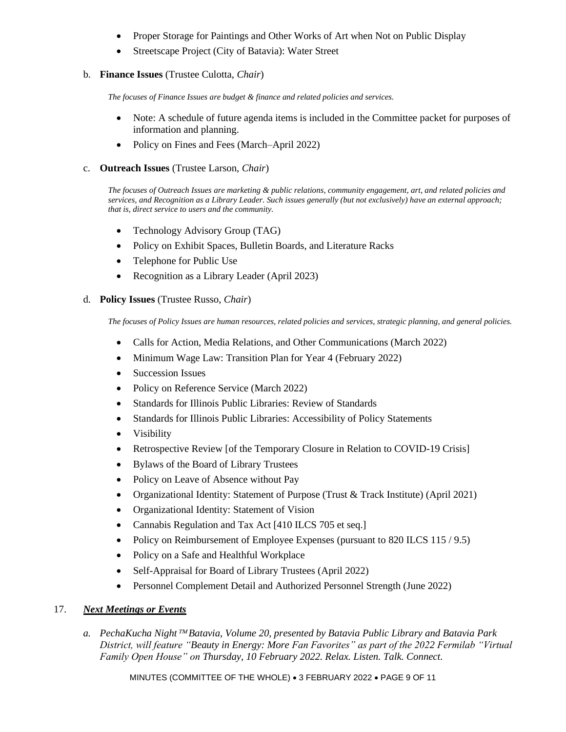- Proper Storage for Paintings and Other Works of Art when Not on Public Display
- Streetscape Project (City of Batavia): Water Street

b. **Finance Issues** (Trustee Culotta, *Chair*)

*The focuses of Finance Issues are budget & finance and related policies and services.*

- Note: A schedule of future agenda items is included in the Committee packet for purposes of information and planning.
- Policy on Fines and Fees (March–April 2022)

c. **Outreach Issues** (Trustee Larson, *Chair*)

*The focuses of Outreach Issues are marketing & public relations, community engagement, art, and related policies and services, and Recognition as a Library Leader. Such issues generally (but not exclusively) have an external approach; that is, direct service to users and the community.*

- Technology Advisory Group (TAG)
- Policy on Exhibit Spaces, Bulletin Boards, and Literature Racks
- Telephone for Public Use
- Recognition as a Library Leader (April 2023)

d. **Policy Issues** (Trustee Russo, *Chair*)

*The focuses of Policy Issues are human resources, related policies and services, strategic planning, and general policies.*

- Calls for Action, Media Relations, and Other Communications (March 2022)
- Minimum Wage Law: Transition Plan for Year 4 (February 2022)
- Succession Issues
- Policy on Reference Service (March 2022)
- Standards for Illinois Public Libraries: Review of Standards
- Standards for Illinois Public Libraries: Accessibility of Policy Statements
- Visibility
- Retrospective Review [of the Temporary Closure in Relation to COVID-19 Crisis]
- Bylaws of the Board of Library Trustees
- Policy on Leave of Absence without Pay
- Organizational Identity: Statement of Purpose (Trust & Track Institute) (April 2021)
- Organizational Identity: Statement of Vision
- Cannabis Regulation and Tax Act [410 ILCS 705 et seq.]
- Policy on Reimbursement of Employee Expenses (pursuant to 820 ILCS 115 / 9.5)
- Policy on a Safe and Healthful Workplace
- Self-Appraisal for Board of Library Trustees (April 2022)
- Personnel Complement Detail and Authorized Personnel Strength (June 2022)

17. ***Next Meetings or Events***

*a. PechaKucha Night™ Batavia, Volume 20, presented by Batavia Public Library and Batavia Park District, will feature "Beauty in Energy: More Fan Favorites" as part of the 2022 Fermilab "Virtual Family Open House" on Thursday, 10 February 2022. Relax. Listen. Talk. Connect.*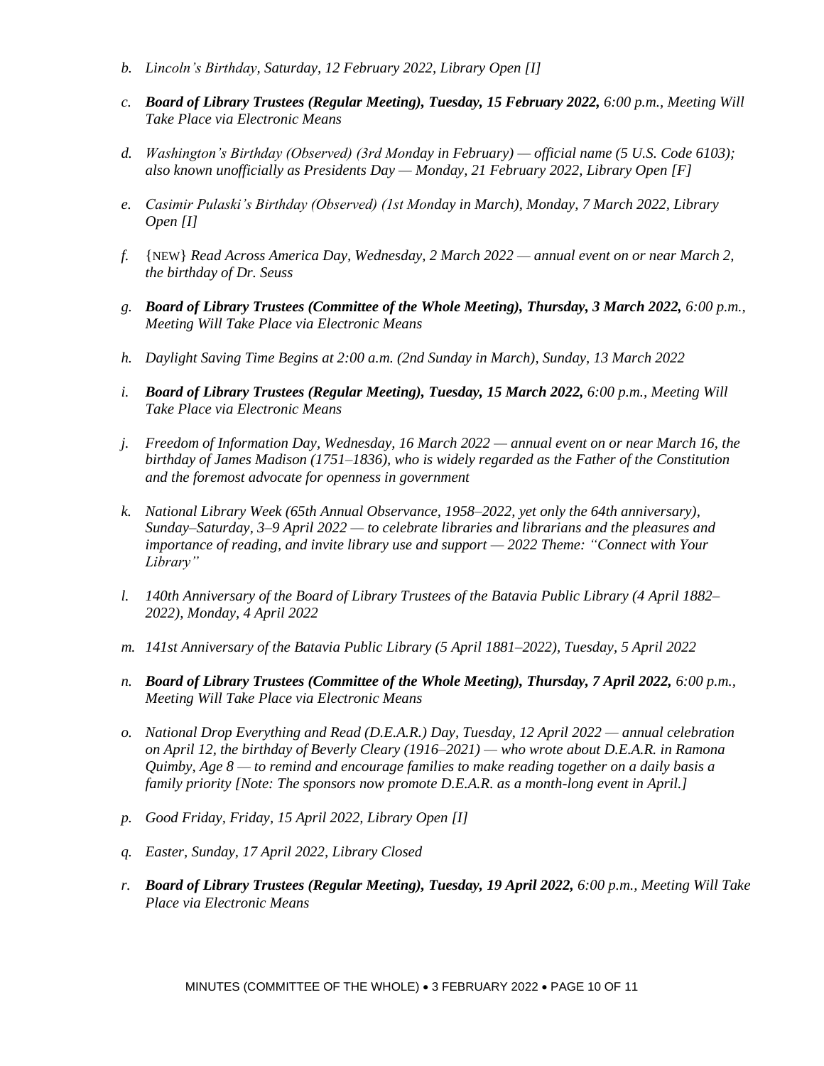b. *Lincoln's Birthday, Saturday, 12 February 2022, Library Open [I]*

c. ***Board of Library Trustees (Regular Meeting), Tuesday, 15 February 2022,** 6:00 p.m., Meeting Will Take Place via Electronic Means*

d. *Washington's Birthday (Observed) (3rd Monday in February) — official name (5 U.S. Code 6103); also known unofficially as Presidents Day — Monday, 21 February 2022, Library Open [F]*

e. *Casimir Pulaski's Birthday (Observed) (1st Monday in March), Monday, 7 March 2022, Library Open [I]*

f. {NEW} *Read Across America Day, Wednesday, 2 March 2022 — annual event on or near March 2, the birthday of Dr. Seuss*

g. ***Board of Library Trustees (Committee of the Whole Meeting), Thursday, 3 March 2022,** 6:00 p.m., Meeting Will Take Place via Electronic Means*

h. *Daylight Saving Time Begins at 2:00 a.m. (2nd Sunday in March), Sunday, 13 March 2022*

i. ***Board of Library Trustees (Regular Meeting), Tuesday, 15 March 2022,** 6:00 p.m., Meeting Will Take Place via Electronic Means*

j. *Freedom of Information Day, Wednesday, 16 March 2022 — annual event on or near March 16, the birthday of James Madison (1751–1836), who is widely regarded as the Father of the Constitution and the foremost advocate for openness in government*

k. *National Library Week (65th Annual Observance, 1958–2022, yet only the 64th anniversary), Sunday–Saturday, 3–9 April 2022 — to celebrate libraries and librarians and the pleasures and importance of reading, and invite library use and support — 2022 Theme: "Connect with Your Library"*

l. *140th Anniversary of the Board of Library Trustees of the Batavia Public Library (4 April 1882–2022), Monday, 4 April 2022*

m. *141st Anniversary of the Batavia Public Library (5 April 1881–2022), Tuesday, 5 April 2022*

n. ***Board of Library Trustees (Committee of the Whole Meeting), Thursday, 7 April 2022,** 6:00 p.m., Meeting Will Take Place via Electronic Means*

o. *National Drop Everything and Read (D.E.A.R.) Day, Tuesday, 12 April 2022 — annual celebration on April 12, the birthday of Beverly Cleary (1916–2021) — who wrote about D.E.A.R. in Ramona Quimby, Age 8 — to remind and encourage families to make reading together on a daily basis a family priority [Note: The sponsors now promote D.E.A.R. as a month-long event in April.]*

p. *Good Friday, Friday, 15 April 2022, Library Open [I]*

q. *Easter, Sunday, 17 April 2022, Library Closed*

r. ***Board of Library Trustees (Regular Meeting), Tuesday, 19 April 2022,** 6:00 p.m., Meeting Will Take Place via Electronic Means*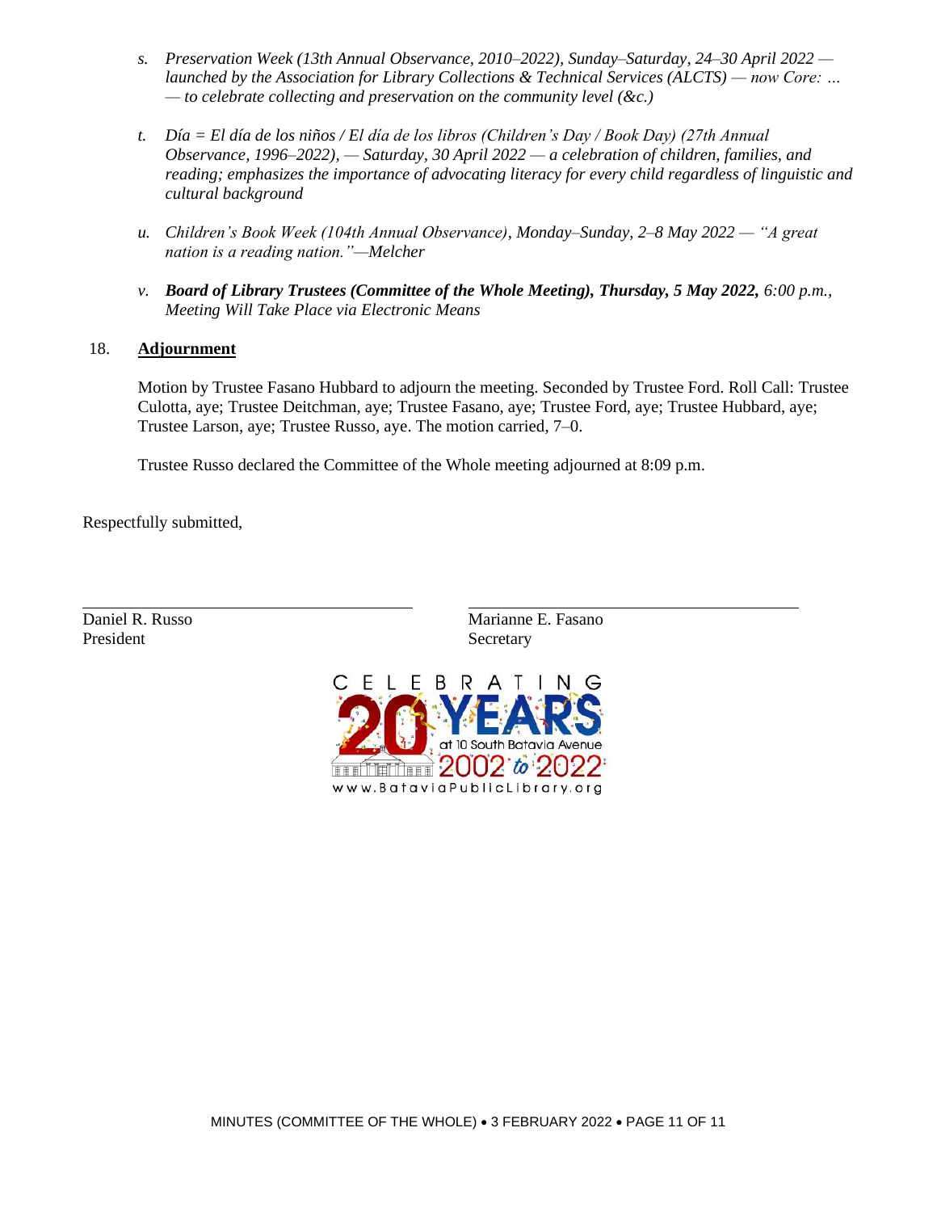s. *Preservation Week (13th Annual Observance, 2010–2022), Sunday–Saturday, 24–30 April 2022 — launched by the Association for Library Collections & Technical Services (ALCTS) — now Core: … — to celebrate collecting and preservation on the community level (&c.)*

t. *Día = El día de los niños / El día de los libros (Children's Day / Book Day) (27th Annual Observance, 1996–2022), — Saturday, 30 April 2022 — a celebration of children, families, and reading; emphasizes the importance of advocating literacy for every child regardless of linguistic and cultural background*

u. *Children's Book Week (104th Annual Observance), Monday–Sunday, 2–8 May 2022 — "A great nation is a reading nation."—Melcher*

v. ***Board of Library Trustees (Committee of the Whole Meeting), Thursday, 5 May 2022,*** *6:00 p.m., Meeting Will Take Place via Electronic Means*

18. **Adjournment**

Motion by Trustee Fasano Hubbard to adjourn the meeting. Seconded by Trustee Ford. Roll Call: Trustee Culotta, aye; Trustee Deitchman, aye; Trustee Fasano, aye; Trustee Ford, aye; Trustee Hubbard, aye; Trustee Larson, aye; Trustee Russo, aye. The motion carried, 7–0.

Trustee Russo declared the Committee of the Whole meeting adjourned at 8:09 p.m.

Respectfully submitted,

Daniel R. Russo
President

Marianne E. Fasano
Secretary

CELEBRATING 20 YEARS at 10 South Batavia Avenue 2002 to 2022
www.BataviaPublicLibrary.org